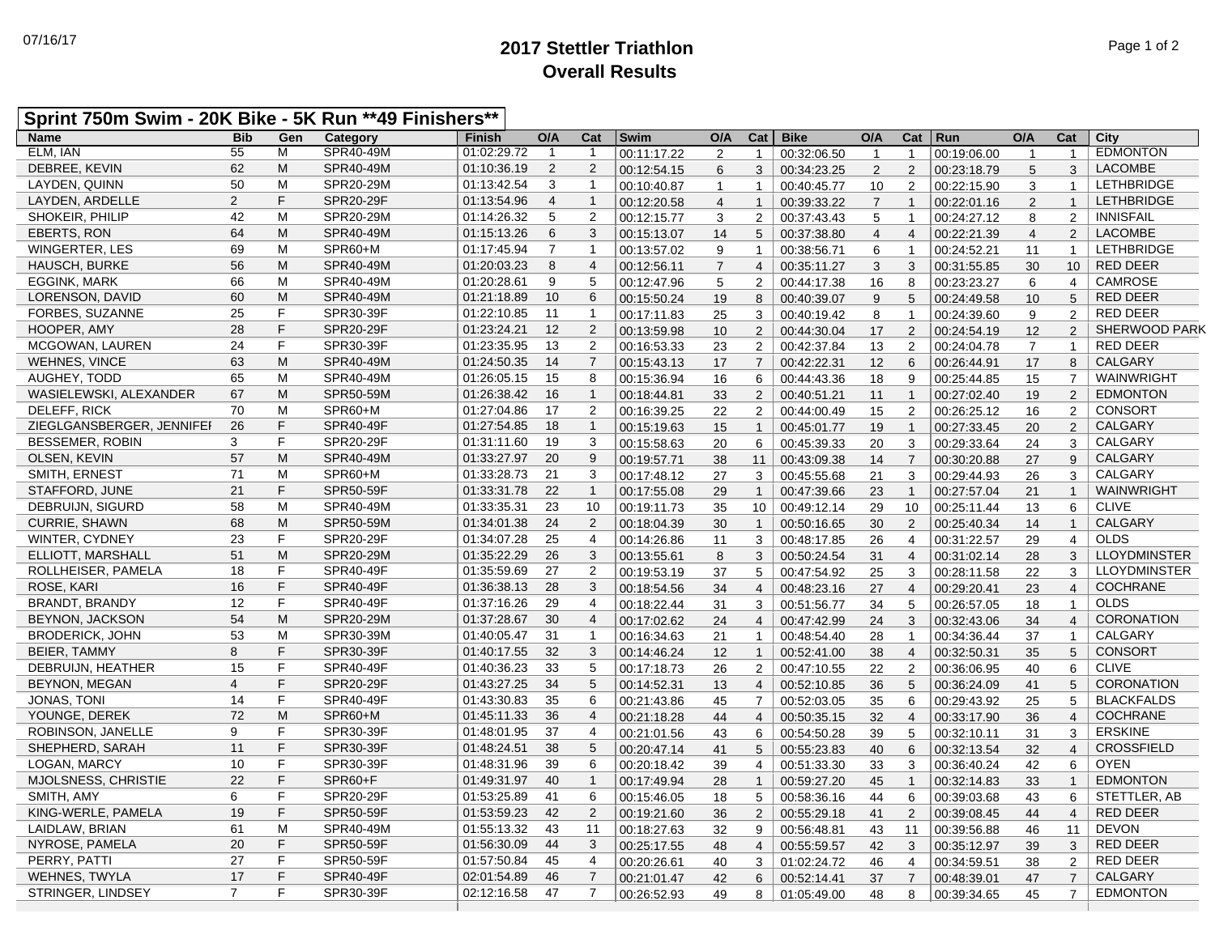# 2017 Stettler Triathlon
## Overall Results

07/16/17

**Sprint 750m Swim - 20K Bike - 5K Run **49 Finishers****

| Name | Bib | Gen | Category | Finish | O/A | Cat | Swim | O/A | Cat | Bike | O/A | Cat | Run | O/A | Cat | City |
|---|---|---|---|---|---|---|---|---|---|---|---|---|---|---|---|---|
| ELM, IAN | 55 | M | SPR40-49M | 01:02:29.72 | 1 | 1 | 00:11:17.22 | 2 | 1 | 00:32:06.50 | 1 | 1 | 00:19:06.00 | 1 | 1 | EDMONTON |
| DEBREE, KEVIN | 62 | M | SPR40-49M | 01:10:36.19 | 2 | 2 | 00:12:54.15 | 6 | 3 | 00:34:23.25 | 2 | 2 | 00:23:18.79 | 5 | 3 | LACOMBE |
| LAYDEN, QUINN | 50 | M | SPR20-29M | 01:13:42.54 | 3 | 1 | 00:10:40.87 | 1 | 1 | 00:40:45.77 | 10 | 2 | 00:22:15.90 | 3 | 1 | LETHBRIDGE |
| LAYDEN, ARDELLE | 2 | F | SPR20-29F | 01:13:54.96 | 4 | 1 | 00:12:20.58 | 4 | 1 | 00:39:33.22 | 7 | 1 | 00:22:01.16 | 2 | 1 | LETHBRIDGE |
| SHOKEIR, PHILIP | 42 | M | SPR20-29M | 01:14:26.32 | 5 | 2 | 00:12:15.77 | 3 | 2 | 00:37:43.43 | 5 | 1 | 00:24:27.12 | 8 | 2 | INNISFAIL |
| EBERTS, RON | 64 | M | SPR40-49M | 01:15:13.26 | 6 | 3 | 00:15:13.07 | 14 | 5 | 00:37:38.80 | 4 | 4 | 00:22:21.39 | 4 | 2 | LACOMBE |
| WINGERTER, LES | 69 | M | SPR60+M | 01:17:45.94 | 7 | 1 | 00:13:57.02 | 9 | 1 | 00:38:56.71 | 6 | 1 | 00:24:52.21 | 11 | 1 | LETHBRIDGE |
| HAUSCH, BURKE | 56 | M | SPR40-49M | 01:20:03.23 | 8 | 4 | 00:12:56.11 | 7 | 4 | 00:35:11.27 | 3 | 3 | 00:31:55.85 | 30 | 10 | RED DEER |
| EGGINK, MARK | 66 | M | SPR40-49M | 01:20:28.61 | 9 | 5 | 00:12:47.96 | 5 | 2 | 00:44:17.38 | 16 | 8 | 00:23:23.27 | 6 | 4 | CAMROSE |
| LORENSON, DAVID | 60 | M | SPR40-49M | 01:21:18.89 | 10 | 6 | 00:15:50.24 | 19 | 8 | 00:40:39.07 | 9 | 5 | 00:24:49.58 | 10 | 5 | RED DEER |
| FORBES, SUZANNE | 25 | F | SPR30-39F | 01:22:10.85 | 11 | 1 | 00:17:11.83 | 25 | 3 | 00:40:19.42 | 8 | 1 | 00:24:39.60 | 9 | 2 | RED DEER |
| HOOPER, AMY | 28 | F | SPR20-29F | 01:23:24.21 | 12 | 2 | 00:13:59.98 | 10 | 2 | 00:44:30.04 | 17 | 2 | 00:24:54.19 | 12 | 2 | SHERWOOD PARK |
| MCGOWAN, LAUREN | 24 | F | SPR30-39F | 01:23:35.95 | 13 | 2 | 00:16:53.33 | 23 | 2 | 00:42:37.84 | 13 | 2 | 00:24:04.78 | 7 | 1 | RED DEER |
| WEHNES, VINCE | 63 | M | SPR40-49M | 01:24:50.35 | 14 | 7 | 00:15:43.13 | 17 | 7 | 00:42:22.31 | 12 | 6 | 00:26:44.91 | 17 | 8 | CALGARY |
| AUGHEY, TODD | 65 | M | SPR40-49M | 01:26:05.15 | 15 | 8 | 00:15:36.94 | 16 | 6 | 00:44:43.36 | 18 | 9 | 00:25:44.85 | 15 | 7 | WAINWRIGHT |
| WASIELEWSKI, ALEXANDER | 67 | M | SPR50-59M | 01:26:38.42 | 16 | 1 | 00:18:44.81 | 33 | 2 | 00:40:51.21 | 11 | 1 | 00:27:02.40 | 19 | 2 | EDMONTON |
| DELEFF, RICK | 70 | M | SPR60+M | 01:27:04.86 | 17 | 2 | 00:16:39.25 | 22 | 2 | 00:44:00.49 | 15 | 2 | 00:26:25.12 | 16 | 2 | CONSORT |
| ZIEGLGANSBERGER, JENNIFEI | 26 | F | SPR40-49F | 01:27:54.85 | 18 | 1 | 00:15:19.63 | 15 | 1 | 00:45:01.77 | 19 | 1 | 00:27:33.45 | 20 | 2 | CALGARY |
| BESSEMER, ROBIN | 3 | F | SPR20-29F | 01:31:11.60 | 19 | 3 | 00:15:58.63 | 20 | 6 | 00:45:39.33 | 20 | 3 | 00:29:33.64 | 24 | 3 | CALGARY |
| OLSEN, KEVIN | 57 | M | SPR40-49M | 01:33:27.97 | 20 | 9 | 00:19:57.71 | 38 | 11 | 00:43:09.38 | 14 | 7 | 00:30:20.88 | 27 | 9 | CALGARY |
| SMITH, ERNEST | 71 | M | SPR60+M | 01:33:28.73 | 21 | 3 | 00:17:48.12 | 27 | 3 | 00:45:55.68 | 21 | 3 | 00:29:44.93 | 26 | 3 | CALGARY |
| STAFFORD, JUNE | 21 | F | SPR50-59F | 01:33:31.78 | 22 | 1 | 00:17:55.08 | 29 | 1 | 00:47:39.66 | 23 | 1 | 00:27:57.04 | 21 | 1 | WAINWRIGHT |
| DEBRUIJN, SIGURD | 58 | M | SPR40-49M | 01:33:35.31 | 23 | 10 | 00:19:11.73 | 35 | 10 | 00:49:12.14 | 29 | 10 | 00:25:11.44 | 13 | 6 | CLIVE |
| CURRIE, SHAWN | 68 | M | SPR50-59M | 01:34:01.38 | 24 | 2 | 00:18:04.39 | 30 | 1 | 00:50:16.65 | 30 | 2 | 00:25:40.34 | 14 | 1 | CALGARY |
| WINTER, CYDNEY | 23 | F | SPR20-29F | 01:34:07.28 | 25 | 4 | 00:14:26.86 | 11 | 3 | 00:48:17.85 | 26 | 4 | 00:31:22.57 | 29 | 4 | OLDS |
| ELLIOTT, MARSHALL | 51 | M | SPR20-29M | 01:35:22.29 | 26 | 3 | 00:13:55.61 | 8 | 3 | 00:50:24.54 | 31 | 4 | 00:31:02.14 | 28 | 3 | LLOYDMINSTER |
| ROLLHEISER, PAMELA | 18 | F | SPR40-49F | 01:35:59.69 | 27 | 2 | 00:19:53.19 | 37 | 5 | 00:47:54.92 | 25 | 3 | 00:28:11.58 | 22 | 3 | LLOYDMINSTER |
| ROSE, KARI | 16 | F | SPR40-49F | 01:36:38.13 | 28 | 3 | 00:18:54.56 | 34 | 4 | 00:48:23.16 | 27 | 4 | 00:29:20.41 | 23 | 4 | COCHRANE |
| BRANDT, BRANDY | 12 | F | SPR40-49F | 01:37:16.26 | 29 | 4 | 00:18:22.44 | 31 | 3 | 00:51:56.77 | 34 | 5 | 00:26:57.05 | 18 | 1 | OLDS |
| BEYNON, JACKSON | 54 | M | SPR20-29M | 01:37:28.67 | 30 | 4 | 00:17:02.62 | 24 | 4 | 00:47:42.99 | 24 | 3 | 00:32:43.06 | 34 | 4 | CORONATION |
| BRODERICK, JOHN | 53 | M | SPR30-39M | 01:40:05.47 | 31 | 1 | 00:16:34.63 | 21 | 1 | 00:48:54.40 | 28 | 1 | 00:34:36.44 | 37 | 1 | CALGARY |
| BEIER, TAMMY | 8 | F | SPR30-39F | 01:40:17.55 | 32 | 3 | 00:14:46.24 | 12 | 1 | 00:52:41.00 | 38 | 4 | 00:32:50.31 | 35 | 5 | CONSORT |
| DEBRUIJN, HEATHER | 15 | F | SPR40-49F | 01:40:36.23 | 33 | 5 | 00:17:18.73 | 26 | 2 | 00:47:10.55 | 22 | 2 | 00:36:06.95 | 40 | 6 | CLIVE |
| BEYNON, MEGAN | 4 | F | SPR20-29F | 01:43:27.25 | 34 | 5 | 00:14:52.31 | 13 | 4 | 00:52:10.85 | 36 | 5 | 00:36:24.09 | 41 | 5 | CORONATION |
| JONAS, TONI | 14 | F | SPR40-49F | 01:43:30.83 | 35 | 6 | 00:21:43.86 | 45 | 7 | 00:52:03.05 | 35 | 6 | 00:29:43.92 | 25 | 5 | BLACKFALDS |
| YOUNGE, DEREK | 72 | M | SPR60+M | 01:45:11.33 | 36 | 4 | 00:21:18.28 | 44 | 4 | 00:50:35.15 | 32 | 4 | 00:33:17.90 | 36 | 4 | COCHRANE |
| ROBINSON, JANELLE | 9 | F | SPR30-39F | 01:48:01.95 | 37 | 4 | 00:21:01.56 | 43 | 6 | 00:54:50.28 | 39 | 5 | 00:32:10.11 | 31 | 3 | ERSKINE |
| SHEPHERD, SARAH | 11 | F | SPR30-39F | 01:48:24.51 | 38 | 5 | 00:20:47.14 | 41 | 5 | 00:55:23.83 | 40 | 6 | 00:32:13.54 | 32 | 4 | CROSSFIELD |
| LOGAN, MARCY | 10 | F | SPR30-39F | 01:48:31.96 | 39 | 6 | 00:20:18.42 | 39 | 4 | 00:51:33.30 | 33 | 3 | 00:36:40.24 | 42 | 6 | OYEN |
| MJOLSNESS, CHRISTIE | 22 | F | SPR60+F | 01:49:31.97 | 40 | 1 | 00:17:49.94 | 28 | 1 | 00:59:27.20 | 45 | 1 | 00:32:14.83 | 33 | 1 | EDMONTON |
| SMITH, AMY | 6 | F | SPR20-29F | 01:53:25.89 | 41 | 6 | 00:15:46.05 | 18 | 5 | 00:58:36.16 | 44 | 6 | 00:39:03.68 | 43 | 6 | STETTLER, AB |
| KING-WERLE, PAMELA | 19 | F | SPR50-59F | 01:53:59.23 | 42 | 2 | 00:19:21.60 | 36 | 2 | 00:55:29.18 | 41 | 2 | 00:39:08.45 | 44 | 4 | RED DEER |
| LAIDLAW, BRIAN | 61 | M | SPR40-49M | 01:55:13.32 | 43 | 11 | 00:18:27.63 | 32 | 9 | 00:56:48.81 | 43 | 11 | 00:39:56.88 | 46 | 11 | DEVON |
| NYROSE, PAMELA | 20 | F | SPR50-59F | 01:56:30.09 | 44 | 3 | 00:25:17.55 | 48 | 4 | 00:55:59.57 | 42 | 3 | 00:35:12.97 | 39 | 3 | RED DEER |
| PERRY, PATTI | 27 | F | SPR50-59F | 01:57:50.84 | 45 | 4 | 00:20:26.61 | 40 | 3 | 01:02:24.72 | 46 | 4 | 00:34:59.51 | 38 | 2 | RED DEER |
| WEHNES, TWYLA | 17 | F | SPR40-49F | 02:01:54.89 | 46 | 7 | 00:21:01.47 | 42 | 6 | 00:52:14.41 | 37 | 7 | 00:48:39.01 | 47 | 7 | CALGARY |
| STRINGER, LINDSEY | 7 | F | SPR30-39F | 02:12:16.58 | 47 | 7 | 00:26:52.93 | 49 | 8 | 01:05:49.00 | 48 | 8 | 00:39:34.65 | 45 | 7 | EDMONTON |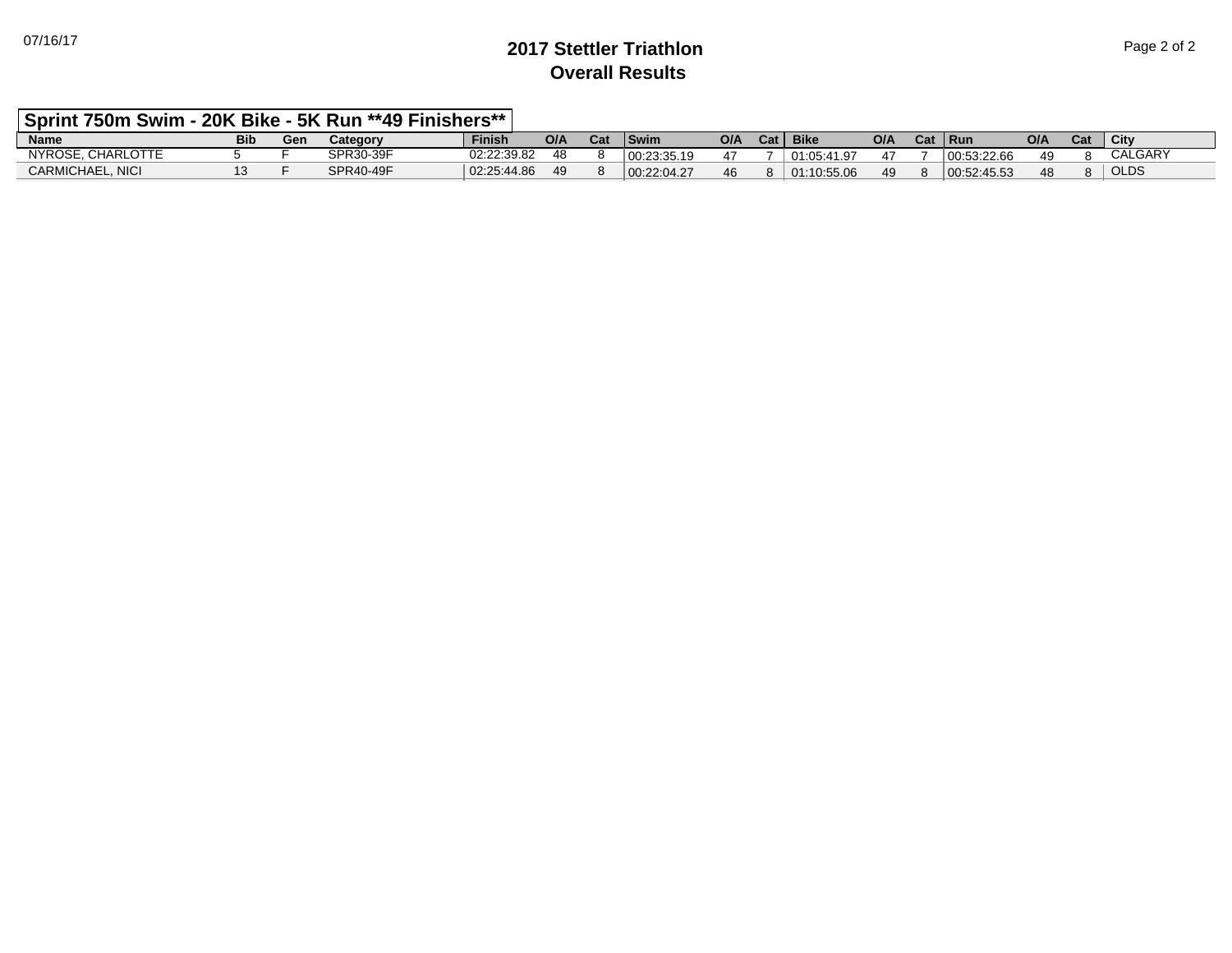# 2017 Stettler Triathlon
## Overall Results

### Sprint 750m Swim - 20K Bike - 5K Run **49 Finishers**

| Name | Bib | Gen | Category | Finish | O/A | Cat | Swim | O/A | Cat | Bike | O/A | Cat | Run | O/A | Cat | City |
|---|---|---|---|---|---|---|---|---|---|---|---|---|---|---|---|---|
| NYROSE, CHARLOTTE | 5 | F | SPR30-39F | 02:22:39.82 | 48 | 8 | 00:23:35.19 | 47 | 7 | 01:05:41.97 | 47 | 7 | 00:53:22.66 | 49 | 8 | CALGARY |
| CARMICHAEL, NICI | 13 | F | SPR40-49F | 02:25:44.86 | 49 | 8 | 00:22:04.27 | 46 | 8 | 01:10:55.06 | 49 | 8 | 00:52:45.53 | 48 | 8 | OLDS |